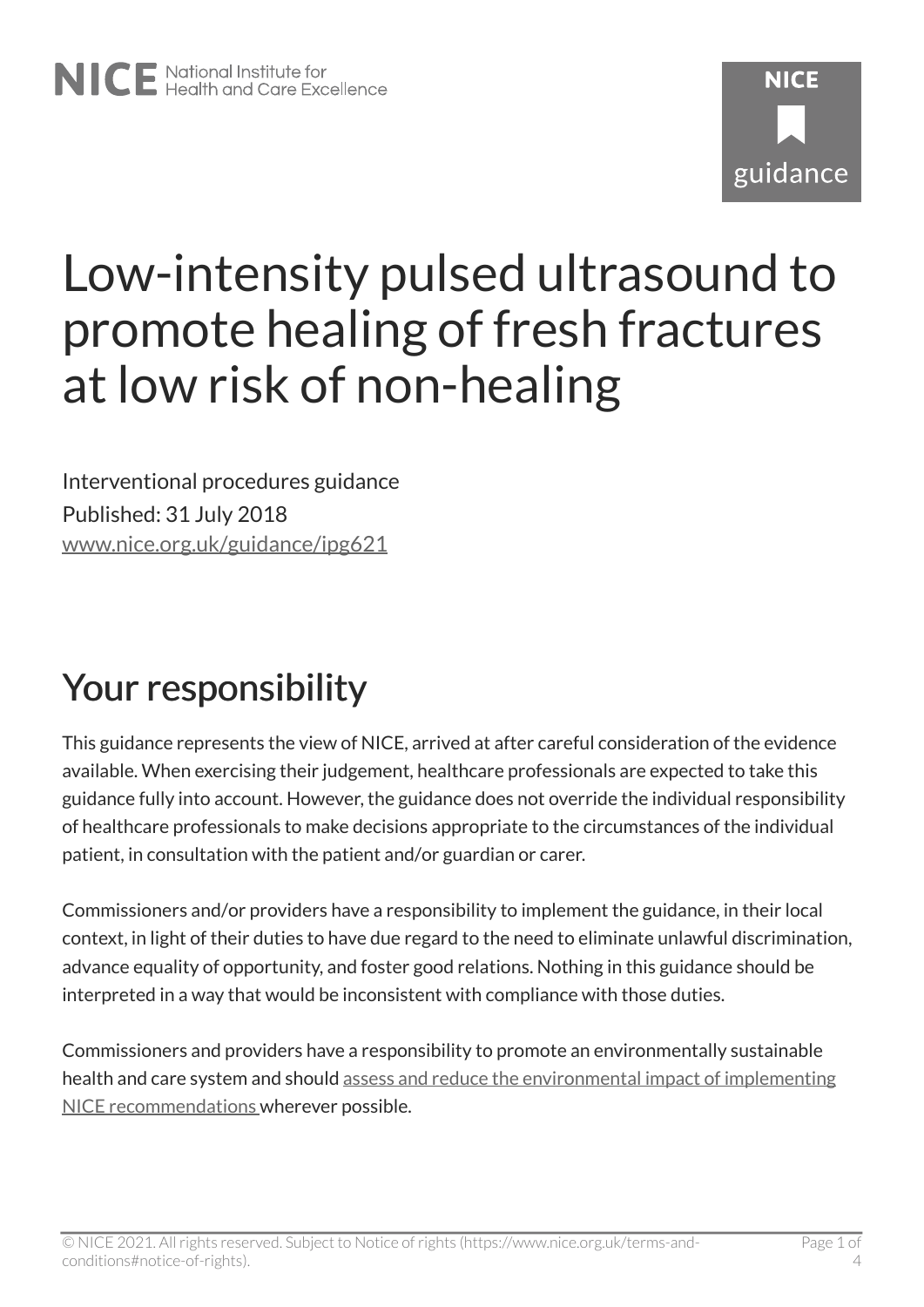# Low-intensity pulsed ultrasound to promote healing of fresh fractures at low risk of non-healing

Interventional procedures guidance

Published: 31 July 2018

www.nice.org.uk/guidance/ipg621

## Your responsibility

This guidance represents the view of NICE, arrived at after careful consideration of the evidence available. When exercising their judgement, healthcare professionals are expected to take this guidance fully into account. However, the guidance does not override the individual responsibility of healthcare professionals to make decisions appropriate to the circumstances of the individual patient, in consultation with the patient and/or guardian or carer.

Commissioners and/or providers have a responsibility to implement the guidance, in their local context, in light of their duties to have due regard to the need to eliminate unlawful discrimination, advance equality of opportunity, and foster good relations. Nothing in this guidance should be interpreted in a way that would be inconsistent with compliance with those duties.

Commissioners and providers have a responsibility to promote an environmentally sustainable health and care system and should assess and reduce the environmental impact of implementing NICE recommendations wherever possible.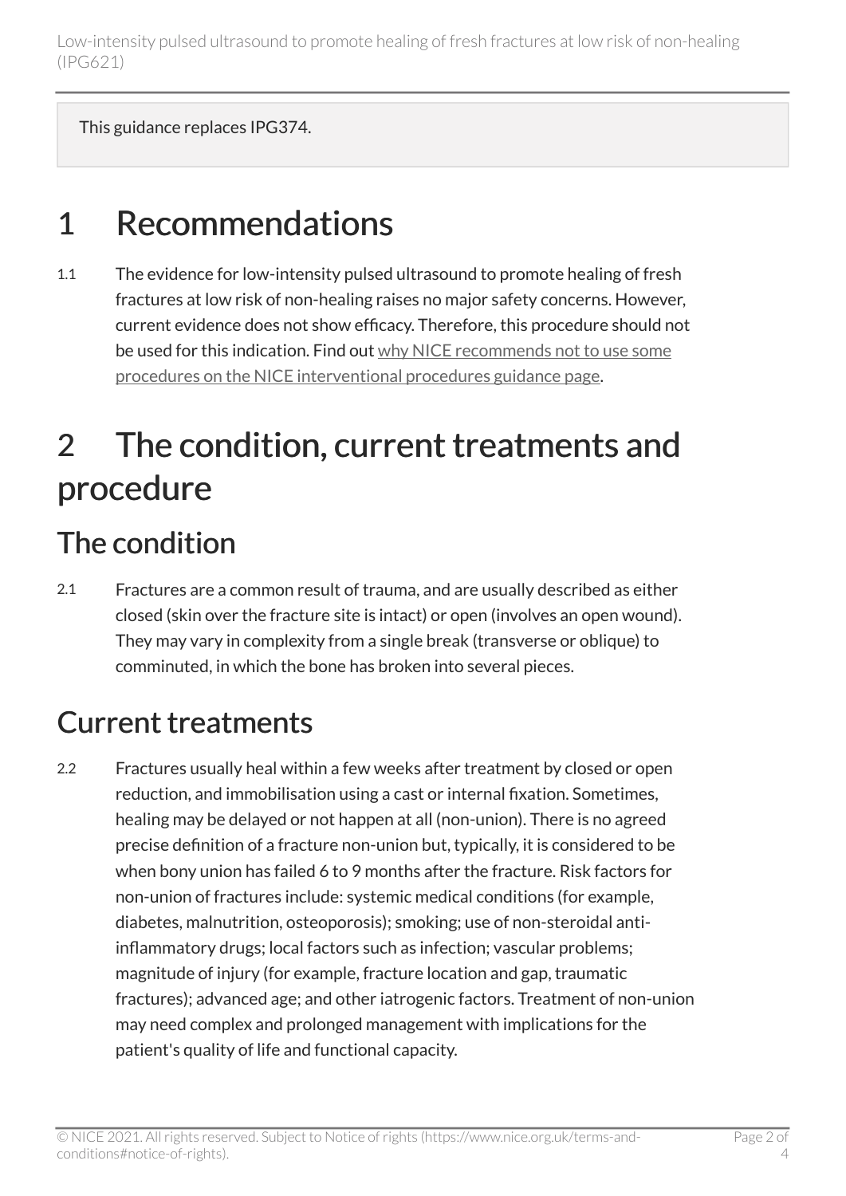This guidance replaces IPG374.

# 1 Recommendations

1.1 The evidence for low-intensity pulsed ultrasound to promote healing of fresh fractures at low risk of non-healing raises no major safety concerns. However, current evidence does not show efficacy. Therefore, this procedure should not be used for this indication. Find out why NICE recommends not to use some procedures on the NICE interventional procedures guidance page.

# 2 The condition, current treatments and procedure

## The condition

2.1 Fractures are a common result of trauma, and are usually described as either closed (skin over the fracture site is intact) or open (involves an open wound). They may vary in complexity from a single break (transverse or oblique) to comminuted, in which the bone has broken into several pieces.

## Current treatments

2.2 Fractures usually heal within a few weeks after treatment by closed or open reduction, and immobilisation using a cast or internal fixation. Sometimes, healing may be delayed or not happen at all (non-union). There is no agreed precise definition of a fracture non-union but, typically, it is considered to be when bony union has failed 6 to 9 months after the fracture. Risk factors for non-union of fractures include: systemic medical conditions (for example, diabetes, malnutrition, osteoporosis); smoking; use of non-steroidal anti-inflammatory drugs; local factors such as infection; vascular problems; magnitude of injury (for example, fracture location and gap, traumatic fractures); advanced age; and other iatrogenic factors. Treatment of non-union may need complex and prolonged management with implications for the patient's quality of life and functional capacity.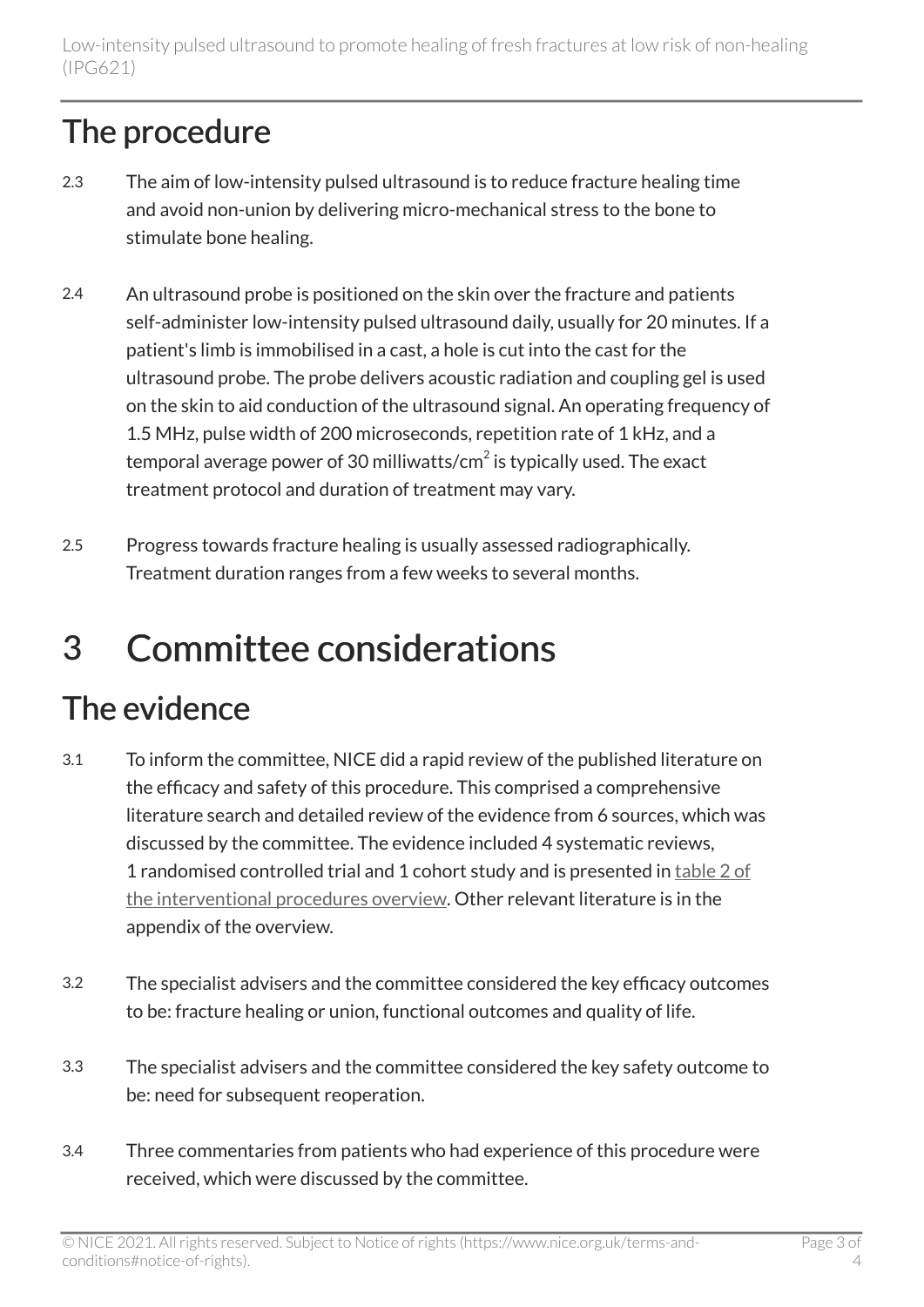## The procedure

2.3 The aim of low-intensity pulsed ultrasound is to reduce fracture healing time and avoid non-union by delivering micro-mechanical stress to the bone to stimulate bone healing.

2.4 An ultrasound probe is positioned on the skin over the fracture and patients self-administer low-intensity pulsed ultrasound daily, usually for 20 minutes. If a patient's limb is immobilised in a cast, a hole is cut into the cast for the ultrasound probe. The probe delivers acoustic radiation and coupling gel is used on the skin to aid conduction of the ultrasound signal. An operating frequency of 1.5 MHz, pulse width of 200 microseconds, repetition rate of 1 kHz, and a temporal average power of 30 milliwatts/$cm^2$ is typically used. The exact treatment protocol and duration of treatment may vary.

2.5 Progress towards fracture healing is usually assessed radiographically. Treatment duration ranges from a few weeks to several months.

# 3 Committee considerations

## The evidence

3.1 To inform the committee, NICE did a rapid review of the published literature on the efficacy and safety of this procedure. This comprised a comprehensive literature search and detailed review of the evidence from 6 sources, which was discussed by the committee. The evidence included 4 systematic reviews, 1 randomised controlled trial and 1 cohort study and is presented in table 2 of the interventional procedures overview. Other relevant literature is in the appendix of the overview.

3.2 The specialist advisers and the committee considered the key efficacy outcomes to be: fracture healing or union, functional outcomes and quality of life.

3.3 The specialist advisers and the committee considered the key safety outcome to be: need for subsequent reoperation.

3.4 Three commentaries from patients who had experience of this procedure were received, which were discussed by the committee.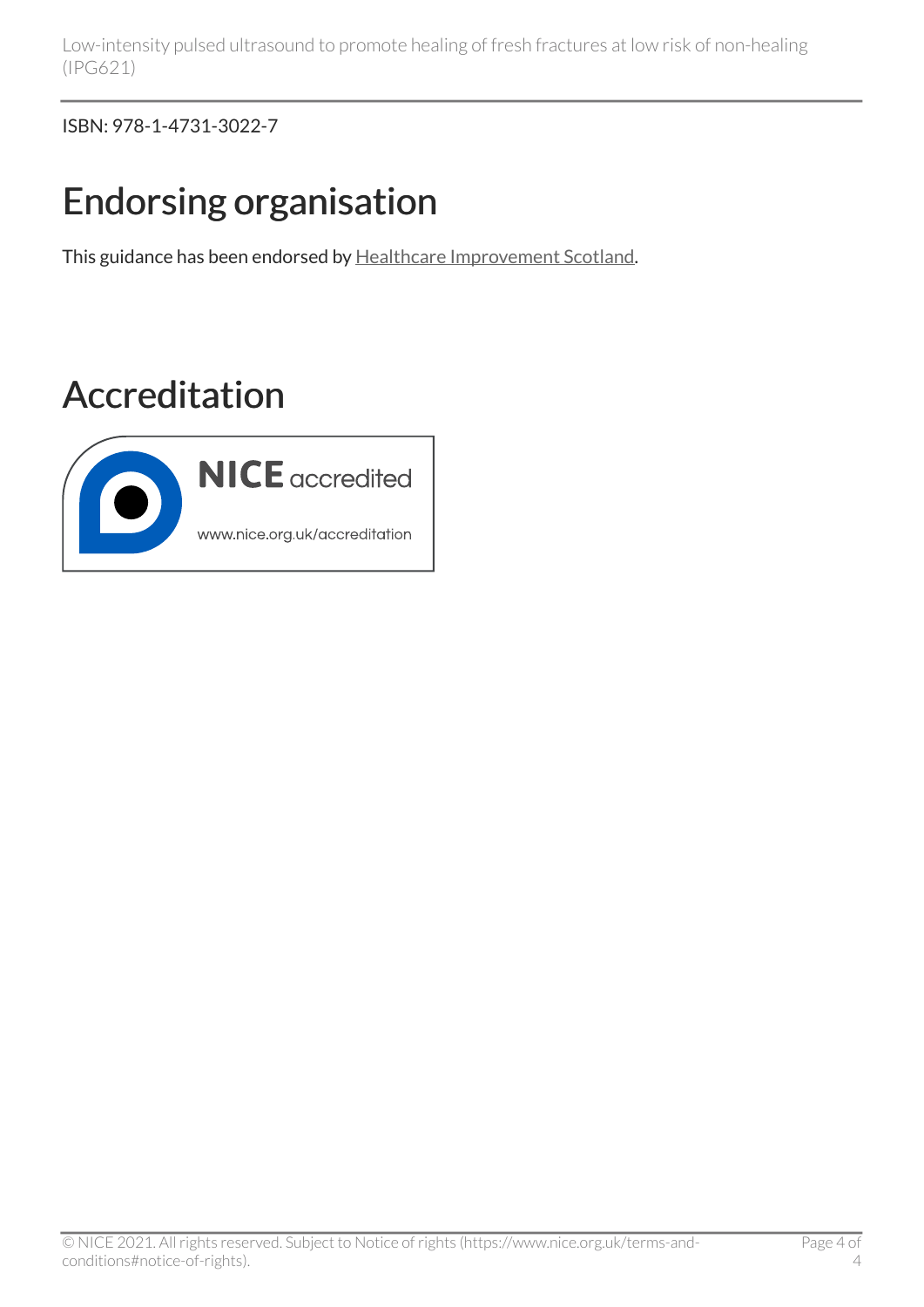ISBN: 978-1-4731-3022-7

# Endorsing organisation

This guidance has been endorsed by Healthcare Improvement Scotland.

# Accreditation

NICE accredited

www.nice.org.uk/accreditation